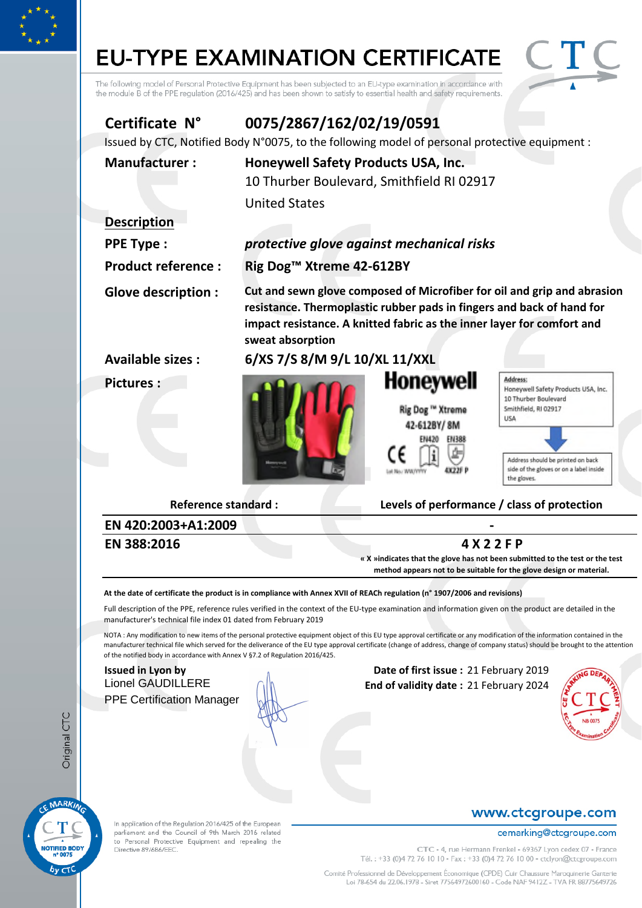# EU-TYPE EXAMINATION CERTIFICATE

The following model of Personal Protective Equipment has been subjected to an EU-type examination in accordance with the module B of the PPE regulation (2016/425) and has been shown to satisfy to essential health and safety requirements.

## Certificate N° 0075/2867/162/02/19/0591

Issued by CTC, Notified Body N°0075, to the following model of personal protective equipment :

**Manufacturer :** **Honeywell Safety Products USA, Inc.**
10 Thurber Boulevard, Smithfield RI 02917
United States

**Description**

**PPE Type :** ***protective glove against mechanical risks***

**Product reference :** **Rig Dog™ Xtreme 42-612BY**

**Glove description :** **Cut and sewn glove composed of Microfiber for oil and grip and abrasion resistance. Thermoplastic rubber pads in fingers and back of hand for impact resistance. A knitted fabric as the inner layer for comfort and sweat absorption**

**Available sizes :** **6/XS 7/S 8/M 9/L 10/XL 11/XXL**

**Pictures :**

Honeywell
Rig Dog ™ Xtreme
42-612BY/ 8M
EN420 EN388
Lot No: WW/YYYY 4X22F P

Address:
Honeywell Safety Products USA, Inc.
10 Thurber Boulevard
Smithfield, RI 02917
USA

Address should be printed on back side of the gloves or on a label inside the gloves.

| Reference standard : | Levels of performance / class of protection |
|---|---|
| EN 420:2003+A1:2009 | - |
| EN 388:2016 | 4 X 2 2 F P |

« X »indicates that the glove has not been submitted to the test or the test method appears not to be suitable for the glove design or material.

**At the date of certificate the product is in compliance with Annex XVII of REACh regulation (n° 1907/2006 and revisions)**

Full description of the PPE, reference rules verified in the context of the EU-type examination and information given on the product are detailed in the manufacturer's technical file index 01 dated from February 2019

NOTA : Any modification to new items of the personal protective equipment object of this EU type approval certificate or any modification of the information contained in the manufacturer technical file which served for the deliverance of the EU type approval certificate (change of address, change of company status) should be brought to the attention of the notified body in accordance with Annex V §7.2 of Regulation 2016/425.

**Issued in Lyon by**
Lionel GAUDILLERE
PPE Certification Manager

**Date of first issue :** 21 February 2019
**End of validity date :** 21 February 2024

Original CTC

In application of the Regulation 2016/425 of the European parliament and the Council of 9th March 2016 related to Personal Protective Equipment and repealing the Directive 89/686/EEC.

www.ctcgroupe.com
cemarking@ctcgroupe.com

CTC - 4, rue Hermann Frenkel - 69367 Lyon cedex 07 - France
Tél. : +33 (0)4 72 76 10 10 - Fax : +33 (0)4 72 76 10 00 - ctclyon@ctcgroupe.com

Comité Professionnel de Développement Économique (CPDE) Cuir Chaussure Maroquinerie Ganterie
Loi 78-654 du 22.06.1978 - Siret 77564972600160 - Code NAF 9412Z - TVA FR 88775649726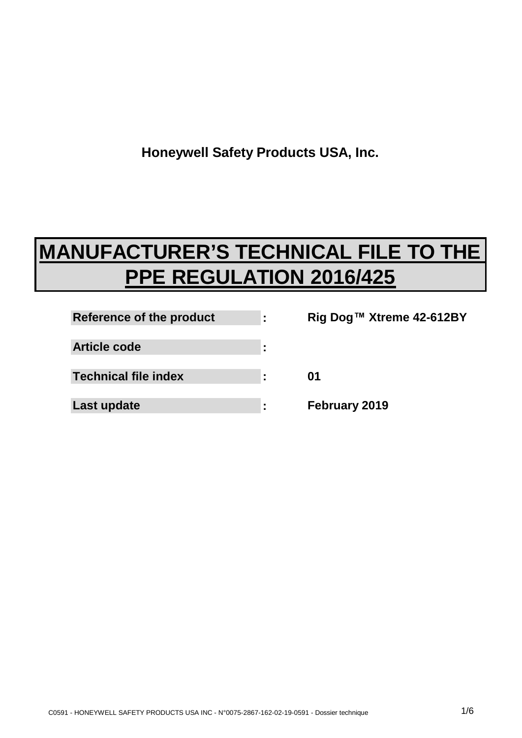**Honeywell Safety Products USA, Inc.**

# MANUFACTURER'S TECHNICAL FILE TO THE PPE REGULATION 2016/425

| | | |
|---|---|---|
| **Reference of the product** | **:** | **Rig Dog™ Xtreme 42-612BY** |
| **Article code** | **:** | |
| **Technical file index** | **:** | **01** |
| **Last update** | **:** | **February 2019** |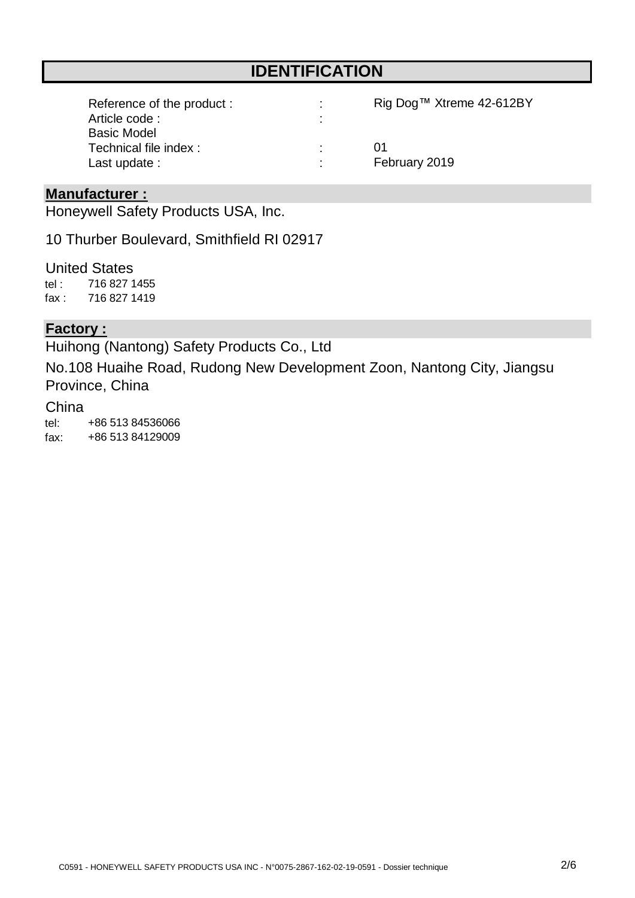# IDENTIFICATION

| | | |
|---|---|---|
| Reference of the product : | : | Rig Dog™ Xtreme 42-612BY |
| Article code : | : | |
| Basic Model | | |
| Technical file index : | : | 01 |
| Last update : | : | February 2019 |

## Manufacturer :

Honeywell Safety Products USA, Inc.

10 Thurber Boulevard, Smithfield RI 02917

United States

tel : 716 827 1455
fax : 716 827 1419

## Factory :

Huihong (Nantong) Safety Products Co., Ltd

No.108 Huaihe Road, Rudong New Development Zoon, Nantong City, Jiangsu Province, China

China

tel: +86 513 84536066
fax: +86 513 84129009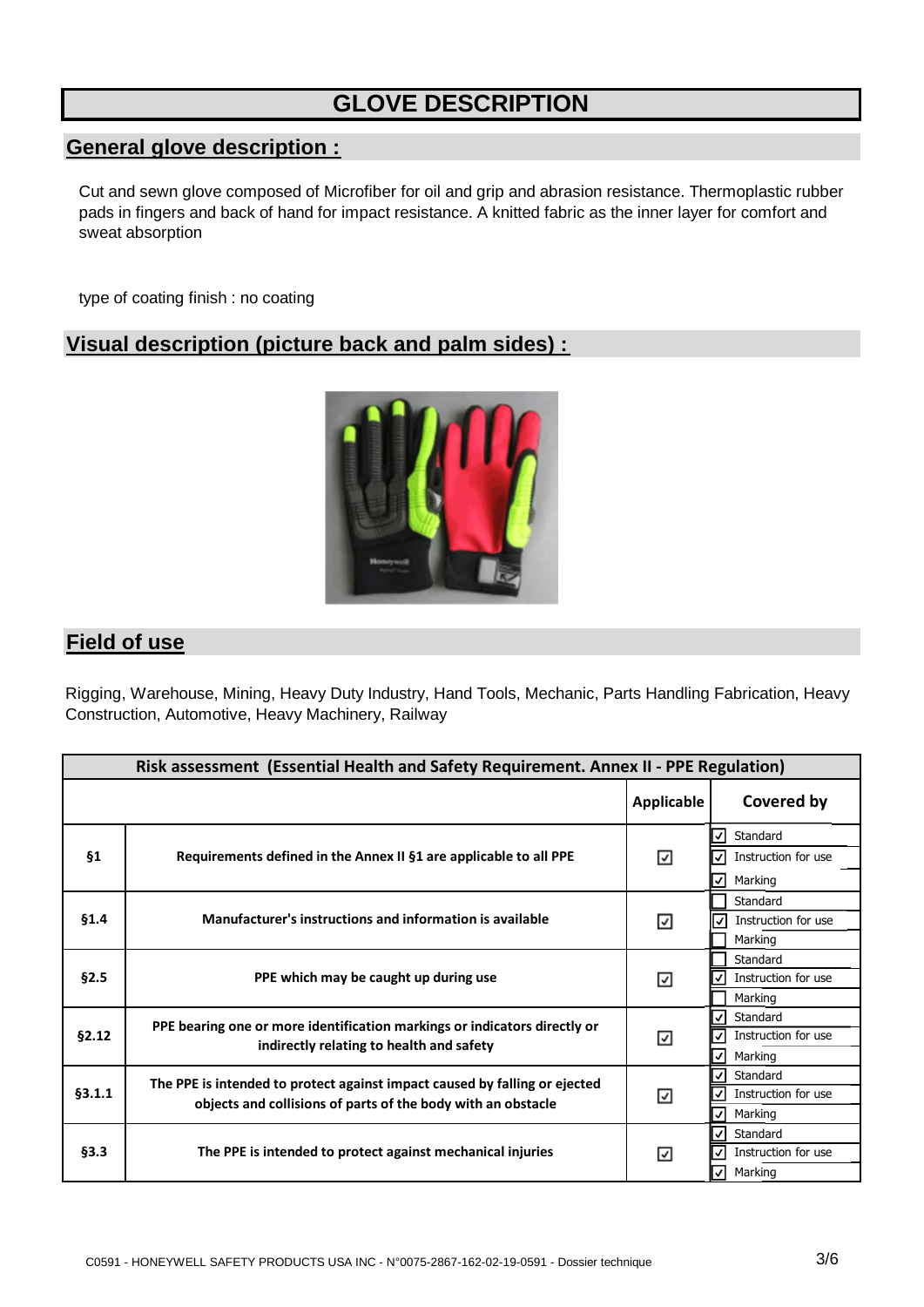# GLOVE DESCRIPTION

## General glove description :

Cut and sewn glove composed of Microfiber for oil and grip and abrasion resistance. Thermoplastic rubber pads in fingers and back of hand for impact resistance. A knitted fabric as the inner layer for comfort and sweat absorption

type of coating finish : no coating

## Visual description (picture back and palm sides) :

## Field of use

Rigging, Warehouse, Mining, Heavy Duty Industry, Hand Tools, Mechanic, Parts Handling Fabrication, Heavy Construction, Automotive, Heavy Machinery, Railway

| Risk assessment (Essential Health and Safety Requirement. Annex II - PPE Regulation) | | | |
|---|---|---|---|
| | | Applicable | Covered by |
| §1 | Requirements defined in the Annex II §1 are applicable to all PPE | ☑ | ☑ Standard<br>☑ Instruction for use<br>☑ Marking |
| §1.4 | Manufacturer's instructions and information is available | ☑ | ☐ Standard<br>☑ Instruction for use<br>☐ Marking |
| §2.5 | PPE which may be caught up during use | ☑ | ☐ Standard<br>☑ Instruction for use<br>☐ Marking |
| §2.12 | PPE bearing one or more identification markings or indicators directly or indirectly relating to health and safety | ☑ | ☑ Standard<br>☑ Instruction for use<br>☑ Marking |
| §3.1.1 | The PPE is intended to protect against impact caused by falling or ejected objects and collisions of parts of the body with an obstacle | ☑ | ☑ Standard<br>☑ Instruction for use<br>☑ Marking |
| §3.3 | The PPE is intended to protect against mechanical injuries | ☑ | ☑ Standard<br>☑ Instruction for use<br>☑ Marking |

C0591 - HONEYWELL SAFETY PRODUCTS USA INC - N°0075-2867-162-02-19-0591 - Dossier technique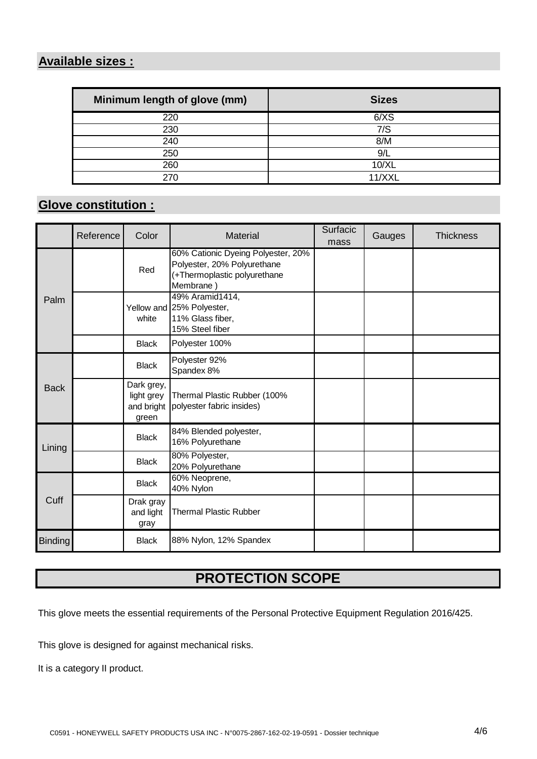## Available sizes :

| Minimum length of glove (mm) | Sizes |
|---|---|
| 220 | 6/XS |
| 230 | 7/S |
| 240 | 8/M |
| 250 | 9/L |
| 260 | 10/XL |
| 270 | 11/XXL |

## Glove constitution :

| | Reference | Color | Material | Surfacic mass | Gauges | Thickness |
|---|---|---|---|---|---|---|
| Palm | | Red | 60% Cationic Dyeing Polyester, 20% Polyester, 20% Polyurethane (+Thermoplastic polyurethane Membrane ) | | | |
| | | Yellow and white | 49% Aramid1414, 25% Polyester, 11% Glass fiber, 15% Steel fiber | | | |
| | | Black | Polyester 100% | | | |
| Back | | Black | Polyester 92% Spandex 8% | | | |
| | | Dark grey, light grey and bright green | Thermal Plastic Rubber (100% polyester fabric insides) | | | |
| Lining | | Black | 84% Blended polyester, 16% Polyurethane | | | |
| | | Black | 80% Polyester, 20% Polyurethane | | | |
| Cuff | | Black | 60% Neoprene, 40% Nylon | | | |
| | | Drak gray and light gray | Thermal Plastic Rubber | | | |
| Binding | | Black | 88% Nylon, 12% Spandex | | | |

# PROTECTION SCOPE

This glove meets the essential requirements of the Personal Protective Equipment Regulation 2016/425.

This glove is designed for against mechanical risks.

It is a category II product.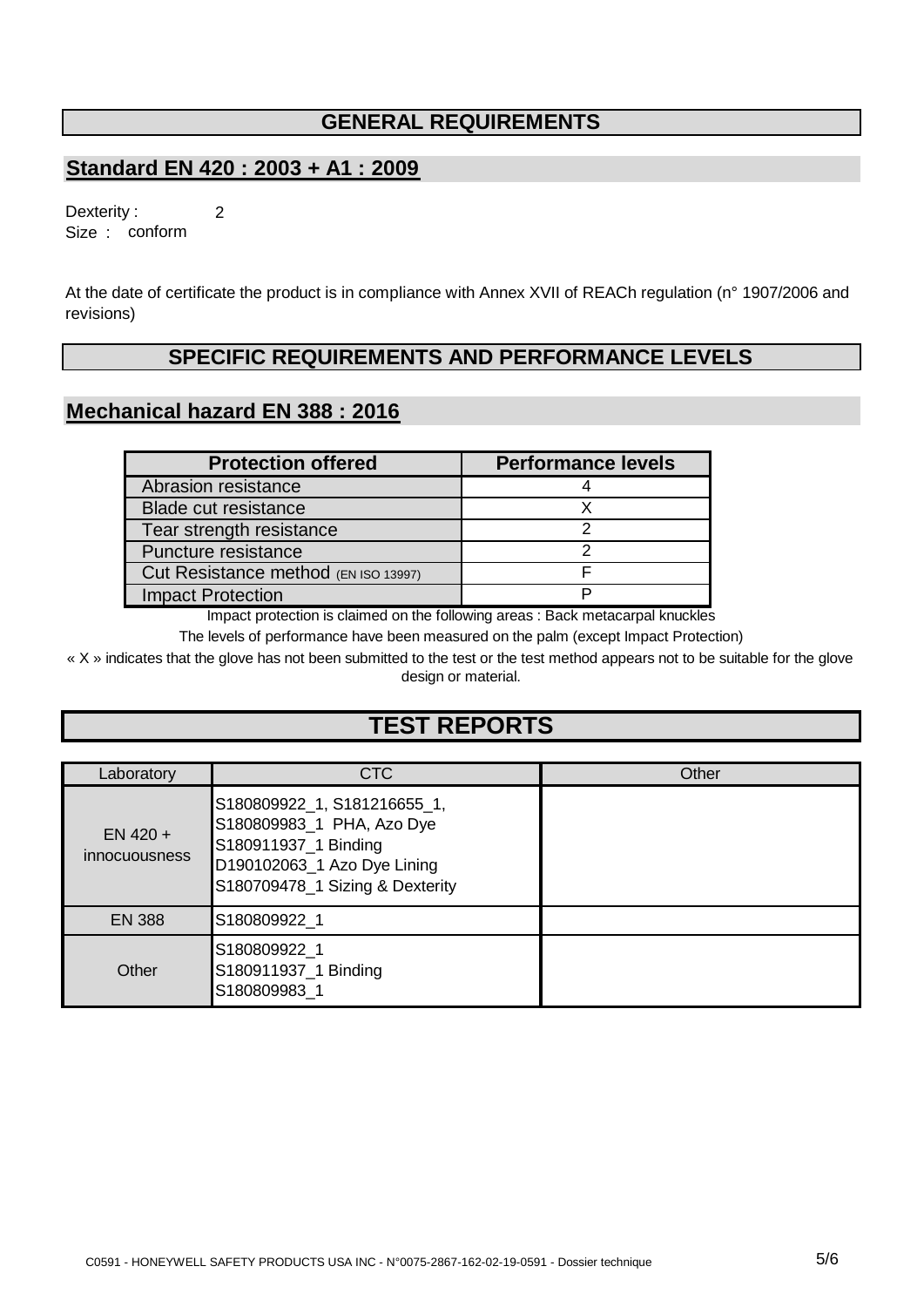## GENERAL REQUIREMENTS

### Standard EN 420 : 2003 + A1 : 2009

Dexterity : 2
Size : conform

At the date of certificate the product is in compliance with Annex XVII of REACh regulation (n° 1907/2006 and revisions)

## SPECIFIC REQUIREMENTS AND PERFORMANCE LEVELS

### Mechanical hazard EN 388 : 2016

| Protection offered | Performance levels |
|---|---|
| Abrasion resistance | 4 |
| Blade cut resistance | X |
| Tear strength resistance | 2 |
| Puncture resistance | 2 |
| Cut Resistance method (EN ISO 13997) | F |
| Impact Protection | P |

Impact protection is claimed on the following areas : Back metacarpal knuckles

The levels of performance have been measured on the palm (except Impact Protection)

« X » indicates that the glove has not been submitted to the test or the test method appears not to be suitable for the glove design or material.

## TEST REPORTS

| Laboratory | CTC | Other |
|---|---|---|
| EN 420 + innocuousness | S180809922_1, S181216655_1, S180809983_1 PHA, Azo Dye S180911937_1 Binding D190102063_1 Azo Dye Lining S180709478_1 Sizing & Dexterity | |
| EN 388 | S180809922_1 | |
| Other | S180809922_1 S180911937_1 Binding S180809983_1 | |

C0591 - HONEYWELL SAFETY PRODUCTS USA INC - N°0075-2867-162-02-19-0591 - Dossier technique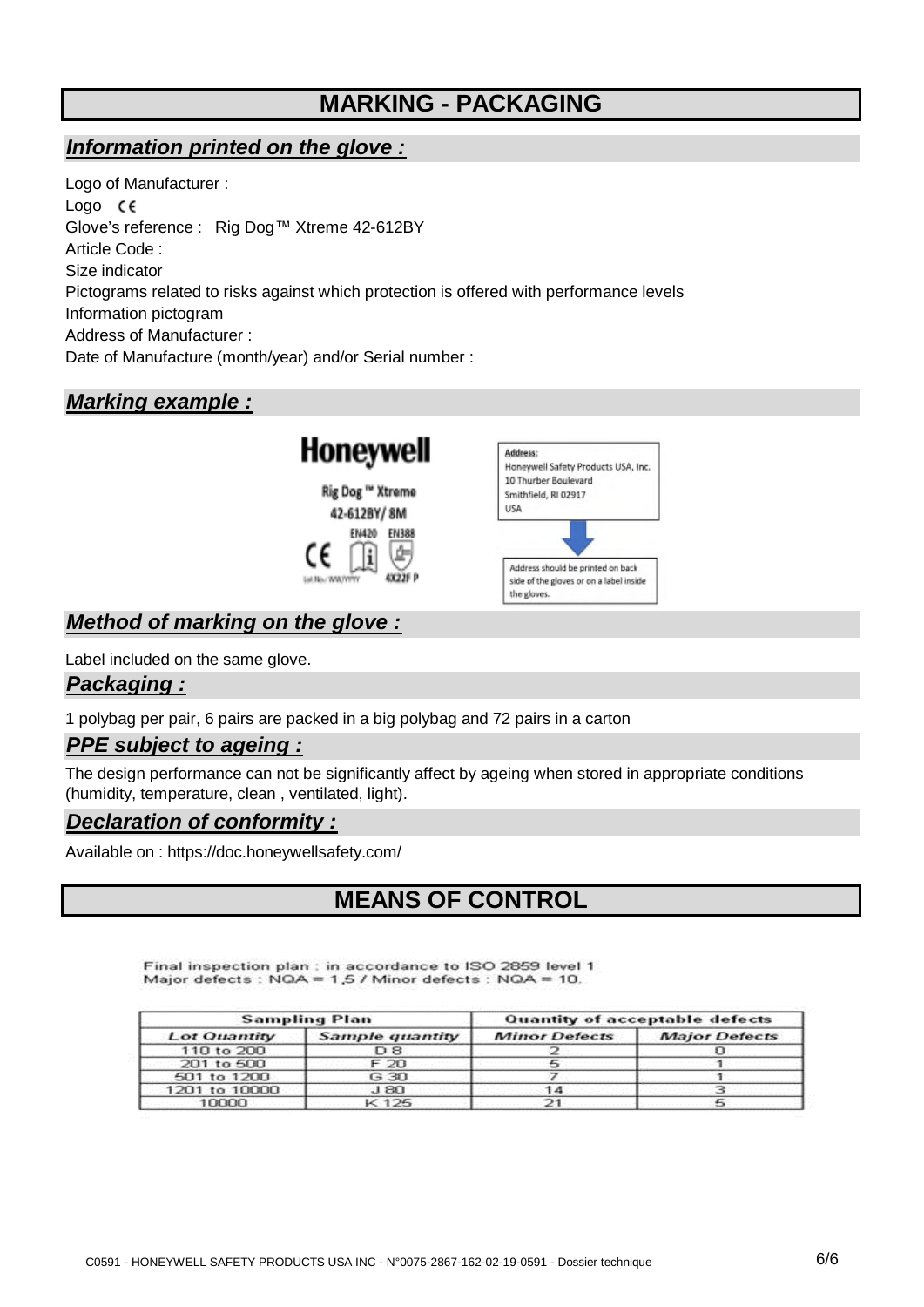# MARKING - PACKAGING

## ***Information printed on the glove :***

Logo of Manufacturer :
Logo CE
Glove's reference : Rig Dog™ Xtreme 42-612BY
Article Code :
Size indicator
Pictograms related to risks against which protection is offered with performance levels
Information pictogram
Address of Manufacturer :
Date of Manufacture (month/year) and/or Serial number :

## ***Marking example :***

Honeywell

Rig Dog ™ Xtreme
42-612BY/ 8M
EN420 EN388
CE
Lot No: WW/YYYY
4X22F P

Address:
Honeywell Safety Products USA, Inc.
10 Thurber Boulevard
Smithfield, RI 02917
USA

Address should be printed on back side of the gloves or on a label inside the gloves.

## ***Method of marking on the glove :***

Label included on the same glove.

## ***Packaging :***

1 polybag per pair, 6 pairs are packed in a big polybag and 72 pairs in a carton

## ***PPE subject to ageing :***

The design performance can not be significantly affect by ageing when stored in appropriate conditions (humidity, temperature, clean , ventilated, light).

## ***Declaration of conformity :***

Available on : https://doc.honeywellsafety.com/

# MEANS OF CONTROL

Final inspection plan : in accordance to ISO 2859 level 1
Major defects : NQA = 1,5 / Minor defects : NQA = 10.

| Sampling Plan | | Quantity of acceptable defects | |
|---|---|---|---|
| *Lot Quantity* | *Sample quantity* | *Minor Defects* | *Major Defects* |
| 110 to 200 | D 8 | 2 | 0 |
| 201 to 500 | F 20 | 5 | 1 |
| 501 to 1200 | G 30 | 7 | 1 |
| 1201 to 10000 | J 80 | 14 | 3 |
| 10000 | K 125 | 21 | 5 |